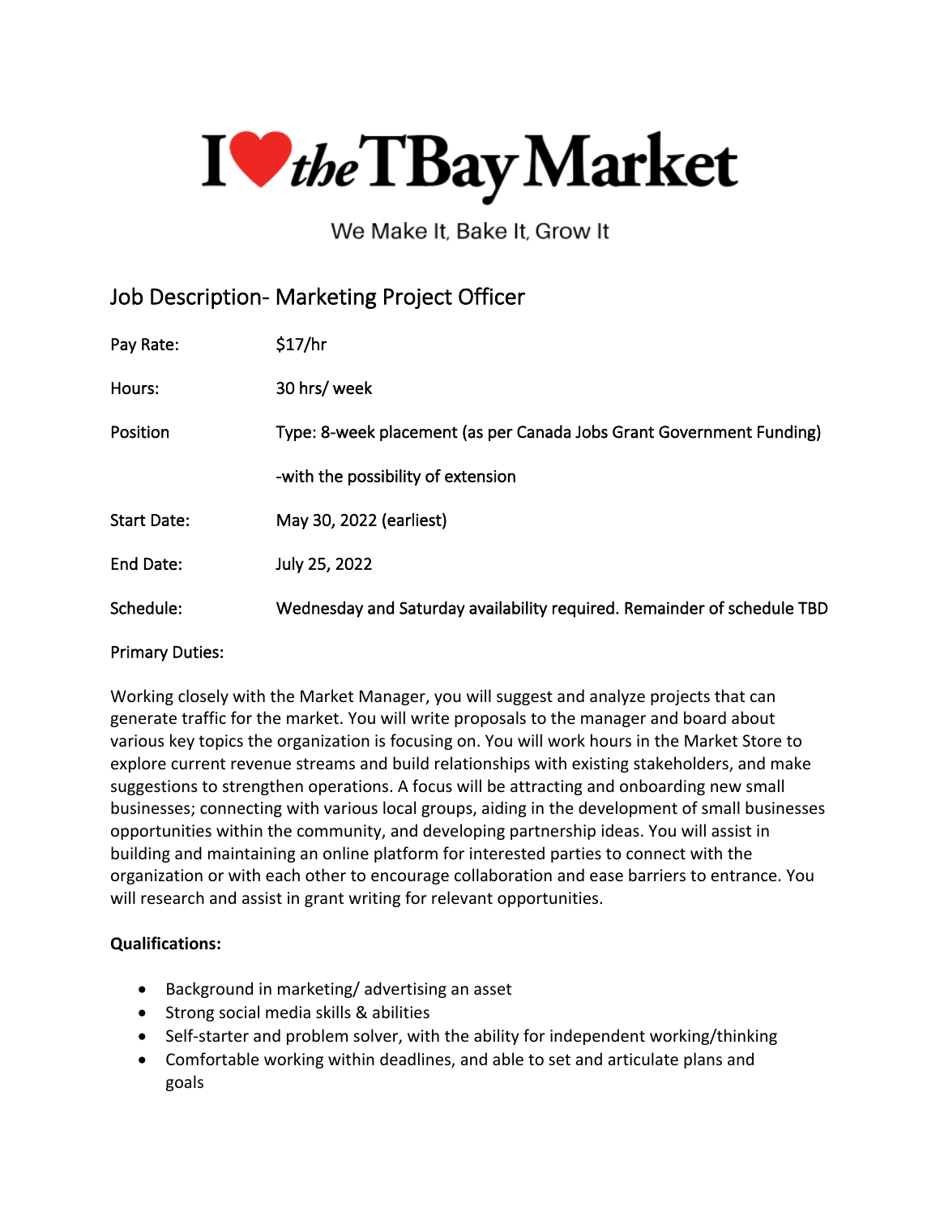# I ♥ the TBay Market

We Make It, Bake It, Grow It

## Job Description- Marketing Project Officer

| | |
|---|---|
| Pay Rate: | $17/hr |
| Hours: | 30 hrs/ week |
| Position | Type: 8-week placement (as per Canada Jobs Grant Government Funding) |
| | -with the possibility of extension |
| Start Date: | May 30, 2022 (earliest) |
| End Date: | July 25, 2022 |
| Schedule: | Wednesday and Saturday availability required. Remainder of schedule TBD |

Primary Duties:

Working closely with the Market Manager, you will suggest and analyze projects that can generate traffic for the market. You will write proposals to the manager and board about various key topics the organization is focusing on. You will work hours in the Market Store to explore current revenue streams and build relationships with existing stakeholders, and make suggestions to strengthen operations. A focus will be attracting and onboarding new small businesses; connecting with various local groups, aiding in the development of small businesses opportunities within the community, and developing partnership ideas. You will assist in building and maintaining an online platform for interested parties to connect with the organization or with each other to encourage collaboration and ease barriers to entrance. You will research and assist in grant writing for relevant opportunities.

**Qualifications:**

- Background in marketing/ advertising an asset
- Strong social media skills & abilities
- Self-starter and problem solver, with the ability for independent working/thinking
- Comfortable working within deadlines, and able to set and articulate plans and goals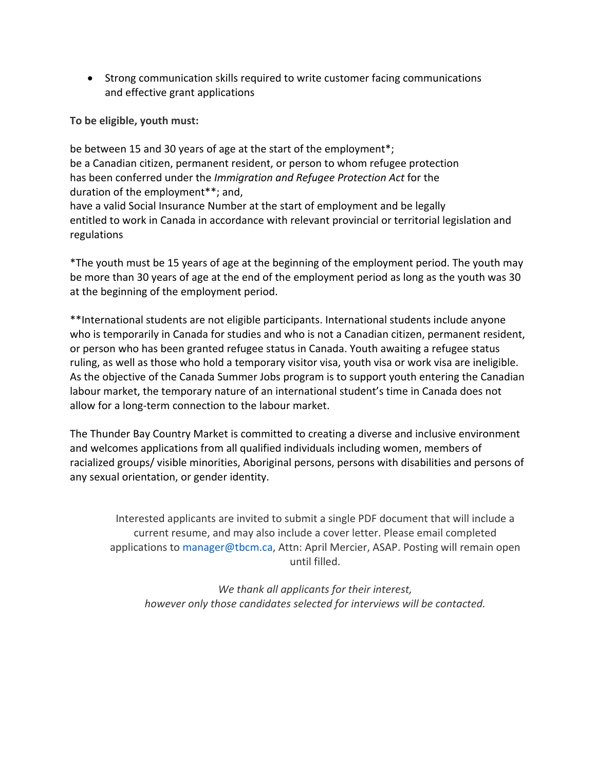- Strong communication skills required to write customer facing communications and effective grant applications

**To be eligible, youth must:**

be between 15 and 30 years of age at the start of the employment*;
be a Canadian citizen, permanent resident, or person to whom refugee protection has been conferred under the *Immigration and Refugee Protection Act* for the duration of the employment**; and,
have a valid Social Insurance Number at the start of employment and be legally entitled to work in Canada in accordance with relevant provincial or territorial legislation and regulations

*The youth must be 15 years of age at the beginning of the employment period. The youth may be more than 30 years of age at the end of the employment period as long as the youth was 30 at the beginning of the employment period.

**International students are not eligible participants. International students include anyone who is temporarily in Canada for studies and who is not a Canadian citizen, permanent resident, or person who has been granted refugee status in Canada. Youth awaiting a refugee status ruling, as well as those who hold a temporary visitor visa, youth visa or work visa are ineligible. As the objective of the Canada Summer Jobs program is to support youth entering the Canadian labour market, the temporary nature of an international student's time in Canada does not allow for a long-term connection to the labour market.

The Thunder Bay Country Market is committed to creating a diverse and inclusive environment and welcomes applications from all qualified individuals including women, members of racialized groups/ visible minorities, Aboriginal persons, persons with disabilities and persons of any sexual orientation, or gender identity.

Interested applicants are invited to submit a single PDF document that will include a current resume, and may also include a cover letter. Please email completed applications to manager@tbcm.ca, Attn: April Mercier, ASAP. Posting will remain open until filled.

*We thank all applicants for their interest, however only those candidates selected for interviews will be contacted.*